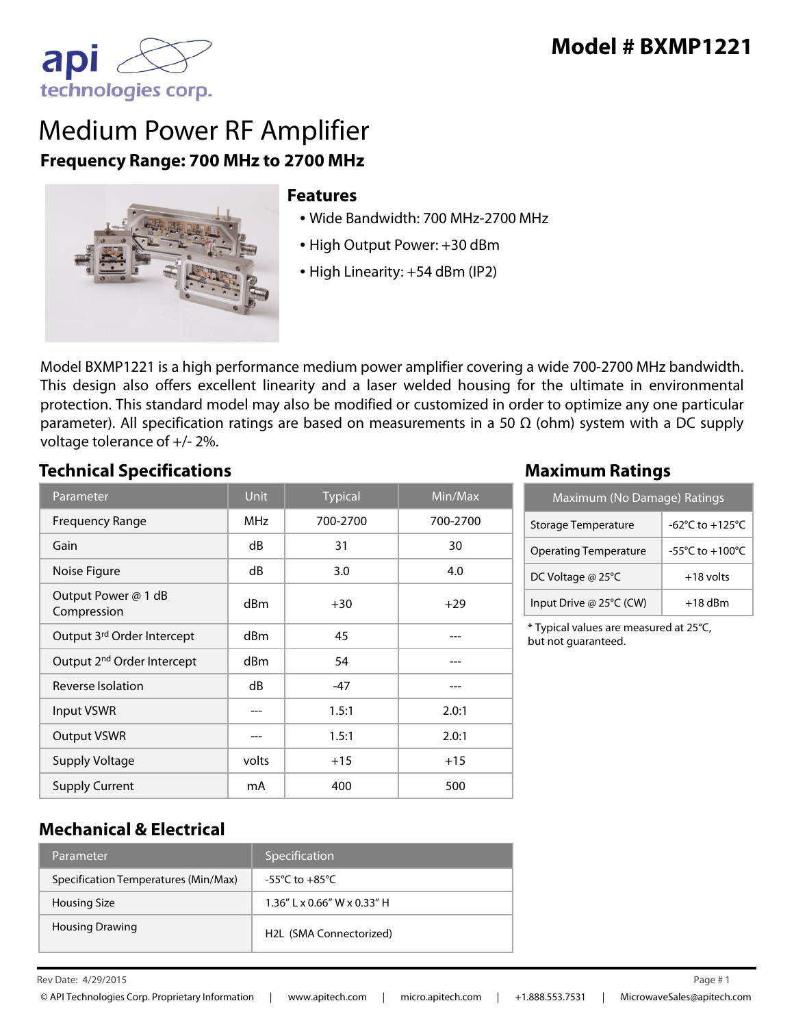# Model # BXMP1221

api technologies corp.

# Medium Power RF Amplifier

**Frequency Range: 700 MHz to 2700 MHz**

## Features

- Wide Bandwidth: 700 MHz-2700 MHz
- High Output Power: +30 dBm
- High Linearity: +54 dBm (IP2)

Model BXMP1221 is a high performance medium power amplifier covering a wide 700-2700 MHz bandwidth. This design also offers excellent linearity and a laser welded housing for the ultimate in environmental protection. This standard model may also be modified or customized in order to optimize any one particular parameter). All specification ratings are based on measurements in a 50 Ω (ohm) system with a DC supply voltage tolerance of +/- 2%.

## Technical Specifications

| Parameter | Unit | Typical | Min/Max |
|---|---|---|---|
| Frequency Range | MHz | 700-2700 | 700-2700 |
| Gain | dB | 31 | 30 |
| Noise Figure | dB | 3.0 | 4.0 |
| Output Power @ 1 dB Compression | dBm | +30 | +29 |
| Output 3rd Order Intercept | dBm | 45 | --- |
| Output 2nd Order Intercept | dBm | 54 | --- |
| Reverse Isolation | dB | -47 | --- |
| Input VSWR | --- | 1.5:1 | 2.0:1 |
| Output VSWR | --- | 1.5:1 | 2.0:1 |
| Supply Voltage | volts | +15 | +15 |
| Supply Current | mA | 400 | 500 |

## Maximum Ratings

| Maximum (No Damage) Ratings | |
|---|---|
| Storage Temperature | -62°C to +125°C |
| Operating Temperature | -55°C to +100°C |
| DC Voltage @ 25°C | +18 volts |
| Input Drive @ 25°C (CW) | +18 dBm |

* Typical values are measured at 25°C, but not guaranteed.

## Mechanical & Electrical

| Parameter | Specification |
|---|---|
| Specification Temperatures (Min/Max) | -55°C to +85°C |
| Housing Size | 1.36" L x 0.66" W x 0.33" H |
| Housing Drawing | H2L (SMA Connectorized) |

Rev Date: 4/29/2015

© API Technologies Corp. Proprietary Information | www.apitech.com | micro.apitech.com | +1.888.553.7531 | MicrowaveSales@apitech.com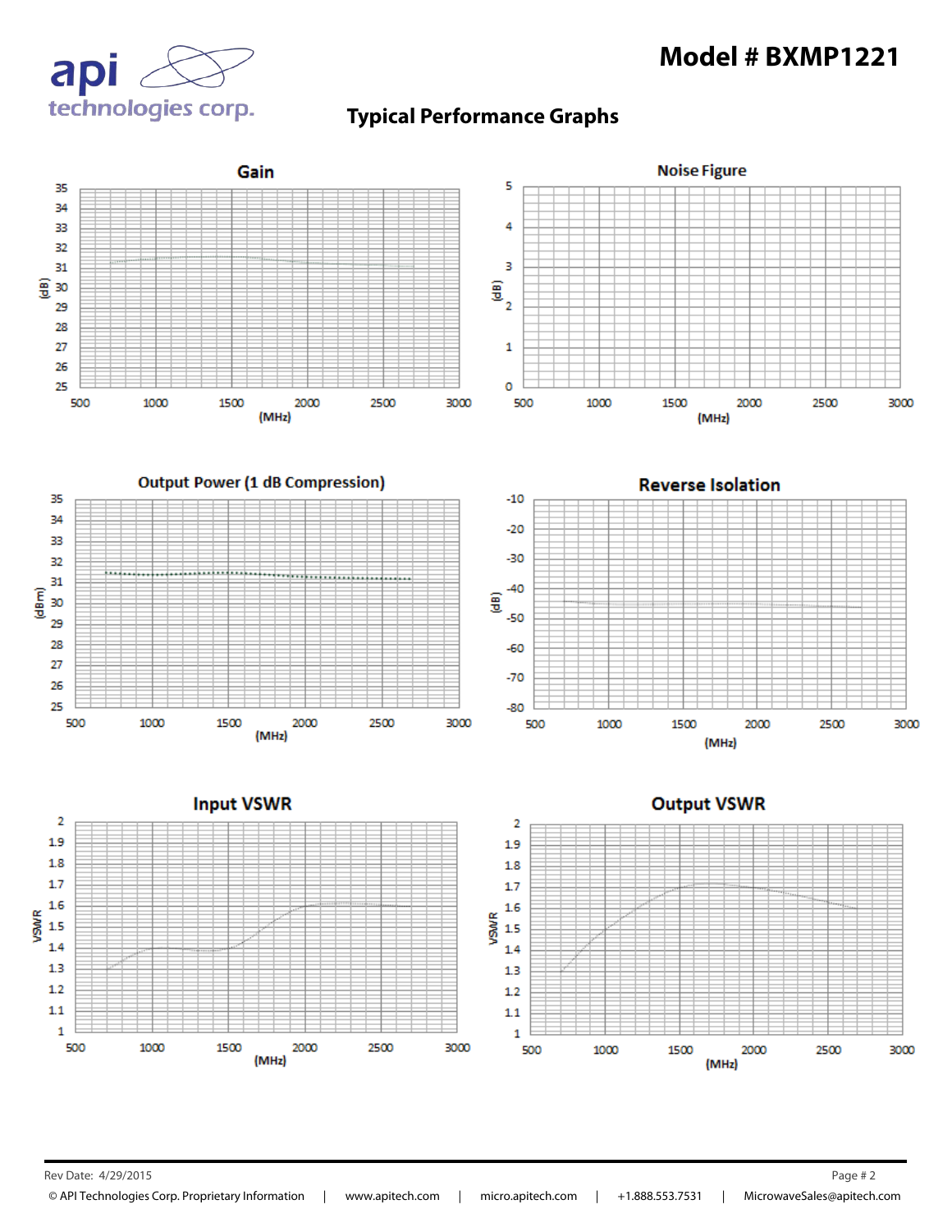# Model # BXMP1221

## Typical Performance Graphs

### Gain

(dB) vs (MHz)

### Noise Figure

(dB) vs (MHz)

### Output Power (1 dB Compression)

(dBm) vs (MHz)

### Reverse Isolation

(dB) vs (MHz)

### Input VSWR

VSWR vs (MHz)

### Output VSWR

VSWR vs (MHz)

Rev Date: 4/29/2015

© API Technologies Corp. Proprietary Information | www.apitech.com | micro.apitech.com | +1.888.553.7531 | MicrowaveSales@apitech.com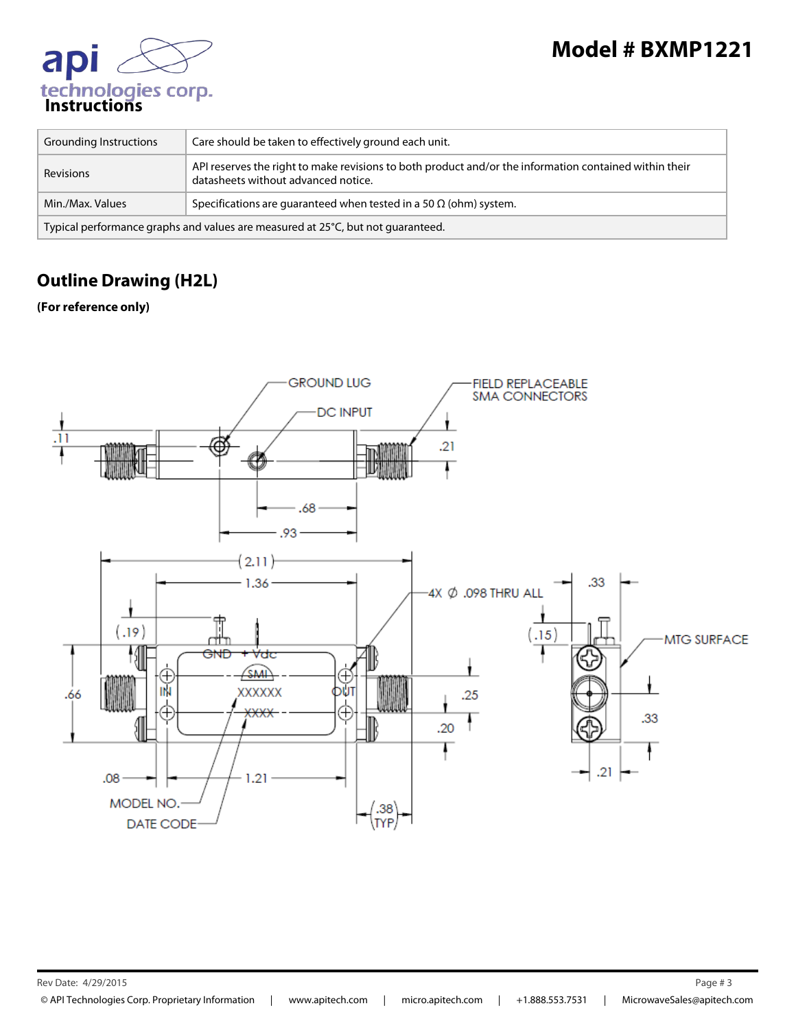# Model # BXMP1221

**Instructions**

| | |
|---|---|
| Grounding Instructions | Care should be taken to effectively ground each unit. |
| Revisions | API reserves the right to make revisions to both product and/or the information contained within their datasheets without advanced notice. |
| Min./Max. Values | Specifications are guaranteed when tested in a 50 Ω (ohm) system. |
| Typical performance graphs and values are measured at 25°C, but not guaranteed. | |

## Outline Drawing (H2L)

**(For reference only)**

GROUND LUG
DC INPUT
FIELD REPLACEABLE SMA CONNECTORS
.11
.21
.68
.93
(2.11)
1.36
4X Ø .098 THRU ALL
.33
(.19)
(.15)
MTG SURFACE
GND
+ Vdc
SMI
XXXXXX
XXXX
IN
OUT
.66
.25
.20
.33
.08
1.21
.21
MODEL NO.
DATE CODE
(.38 TYP)

Rev Date: 4/29/2015

© API Technologies Corp. Proprietary Information | www.apitech.com | micro.apitech.com | +1.888.553.7531 | MicrowaveSales@apitech.com